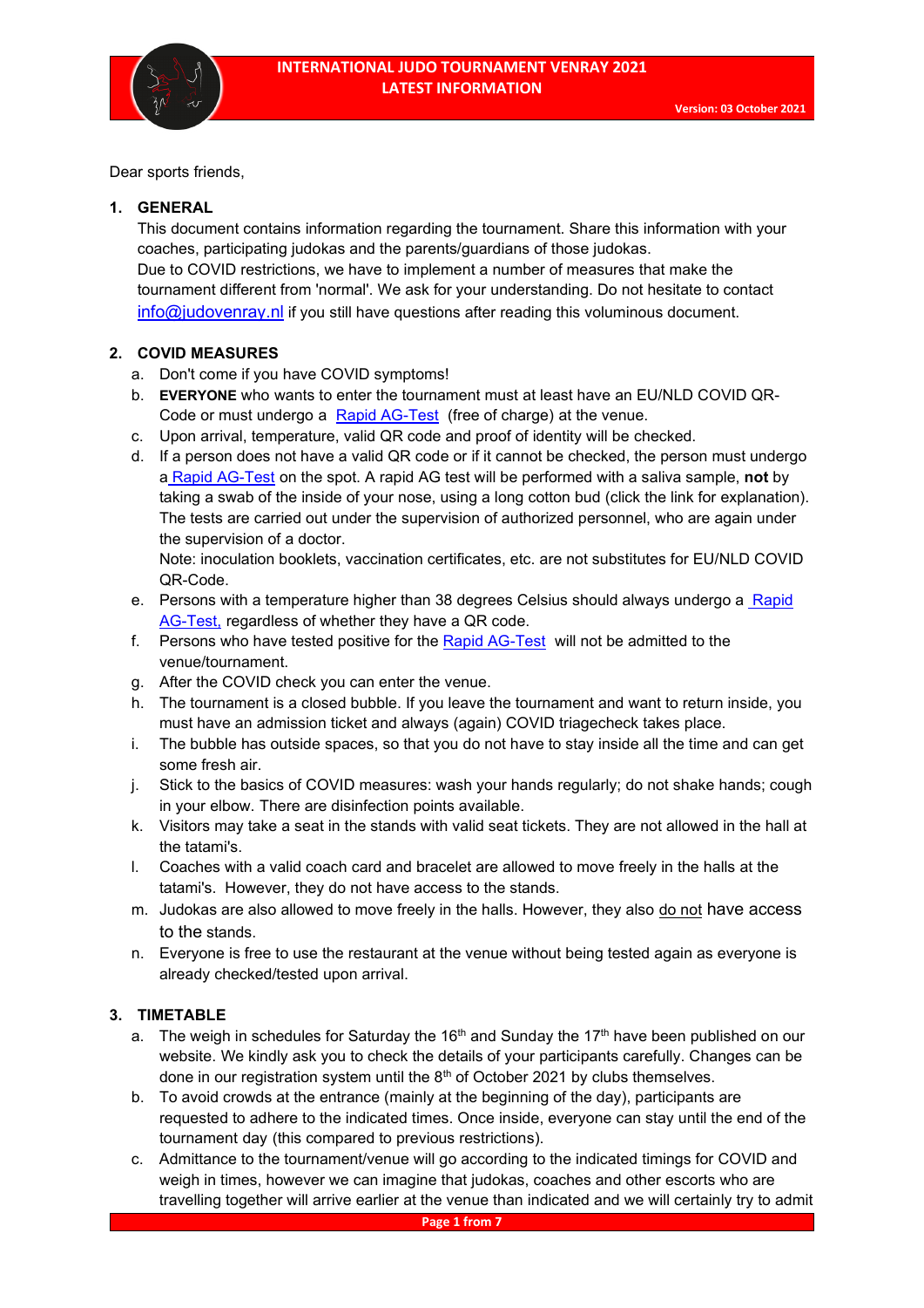# INTERNATIONAL JUDO TOURNAMENT VENRAY 2021
## LATEST INFORMATION

Version: 03 October 2021

Dear sports friends,

1. **GENERAL**

   This document contains information regarding the tournament. Share this information with your coaches, participating judokas and the parents/guardians of those judokas.
   Due to COVID restrictions, we have to implement a number of measures that make the tournament different from 'normal'. We ask for your understanding. Do not hesitate to contact info@judovenray.nl if you still have questions after reading this voluminous document.

2. **COVID MEASURES**

   a. Don't come if you have COVID symptoms!
   b. **EVERYONE** who wants to enter the tournament must at least have an EU/NLD COVID QR-Code or must undergo a Rapid AG-Test (free of charge) at the venue.
   c. Upon arrival, temperature, valid QR code and proof of identity will be checked.
   d. If a person does not have a valid QR code or if it cannot be checked, the person must undergo a Rapid AG-Test on the spot. A rapid AG test will be performed with a saliva sample, **not** by taking a swab of the inside of your nose, using a long cotton bud (click the link for explanation). The tests are carried out under the supervision of authorized personnel, who are again under the supervision of a doctor.
      Note: inoculation booklets, vaccination certificates, etc. are not substitutes for EU/NLD COVID QR-Code.
   e. Persons with a temperature higher than 38 degrees Celsius should always undergo a Rapid AG-Test, regardless of whether they have a QR code.
   f. Persons who have tested positive for the Rapid AG-Test will not be admitted to the venue/tournament.
   g. After the COVID check you can enter the venue.
   h. The tournament is a closed bubble. If you leave the tournament and want to return inside, you must have an admission ticket and always (again) COVID triagecheck takes place.
   i. The bubble has outside spaces, so that you do not have to stay inside all the time and can get some fresh air.
   j. Stick to the basics of COVID measures: wash your hands regularly; do not shake hands; cough in your elbow. There are disinfection points available.
   k. Visitors may take a seat in the stands with valid seat tickets. They are not allowed in the hall at the tatami's.
   l. Coaches with a valid coach card and bracelet are allowed to move freely in the halls at the tatami's. However, they do not have access to the stands.
   m. Judokas are also allowed to move freely in the halls. However, they also do not have access to the stands.
   n. Everyone is free to use the restaurant at the venue without being tested again as everyone is already checked/tested upon arrival.

3. **TIMETABLE**

   a. The weigh in schedules for Saturday the 16th and Sunday the 17th have been published on our website. We kindly ask you to check the details of your participants carefully. Changes can be done in our registration system until the 8th of October 2021 by clubs themselves.
   b. To avoid crowds at the entrance (mainly at the beginning of the day), participants are requested to adhere to the indicated times. Once inside, everyone can stay until the end of the tournament day (this compared to previous restrictions).
   c. Admittance to the tournament/venue will go according to the indicated timings for COVID and weigh in times, however we can imagine that judokas, coaches and other escorts who are travelling together will arrive earlier at the venue than indicated and we will certainly try to admit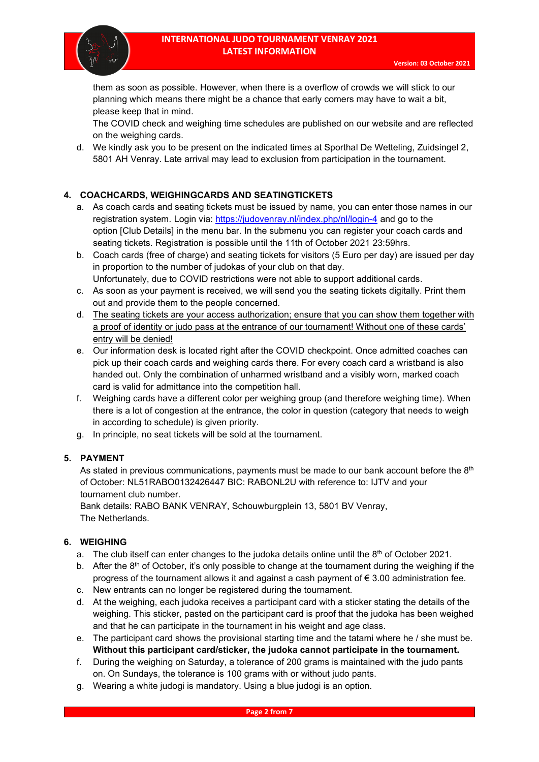them as soon as possible. However, when there is a overflow of crowds we will stick to our planning which means there might be a chance that early comers may have to wait a bit, please keep that in mind.
The COVID check and weighing time schedules are published on our website and are reflected on the weighing cards.

d. We kindly ask you to be present on the indicated times at Sporthal De Wetteling, Zuidsingel 2, 5801 AH Venray. Late arrival may lead to exclusion from participation in the tournament.

## 4. COACHCARDS, WEIGHINGCARDS AND SEATINGTICKETS

a. As coach cards and seating tickets must be issued by name, you can enter those names in our registration system. Login via: https://judovenray.nl/index.php/nl/login-4 and go to the option [Club Details] in the menu bar. In the submenu you can register your coach cards and seating tickets. Registration is possible until the 11th of October 2021 23:59hrs.

b. Coach cards (free of charge) and seating tickets for visitors (5 Euro per day) are issued per day in proportion to the number of judokas of your club on that day.
Unfortunately, due to COVID restrictions were not able to support additional cards.

c. As soon as your payment is received, we will send you the seating tickets digitally. Print them out and provide them to the people concerned.

d. The seating tickets are your access authorization; ensure that you can show them together with a proof of identity or judo pass at the entrance of our tournament! Without one of these cards' entry will be denied!

e. Our information desk is located right after the COVID checkpoint. Once admitted coaches can pick up their coach cards and weighing cards there. For every coach card a wristband is also handed out. Only the combination of unharmed wristband and a visibly worn, marked coach card is valid for admittance into the competition hall.

f. Weighing cards have a different color per weighing group (and therefore weighing time). When there is a lot of congestion at the entrance, the color in question (category that needs to weigh in according to schedule) is given priority.

g. In principle, no seat tickets will be sold at the tournament.

## 5. PAYMENT

As stated in previous communications, payments must be made to our bank account before the 8th of October: NL51RABO0132426447 BIC: RABONL2U with reference to: IJTV and your tournament club number.
Bank details: RABO BANK VENRAY, Schouwburgplein 13, 5801 BV Venray, The Netherlands.

## 6. WEIGHING

a. The club itself can enter changes to the judoka details online until the 8th of October 2021.

b. After the 8th of October, it's only possible to change at the tournament during the weighing if the progress of the tournament allows it and against a cash payment of € 3.00 administration fee.

c. New entrants can no longer be registered during the tournament.

d. At the weighing, each judoka receives a participant card with a sticker stating the details of the weighing. This sticker, pasted on the participant card is proof that the judoka has been weighed and that he can participate in the tournament in his weight and age class.

e. The participant card shows the provisional starting time and the tatami where he / she must be. **Without this participant card/sticker, the judoka cannot participate in the tournament.**

f. During the weighing on Saturday, a tolerance of 200 grams is maintained with the judo pants on. On Sundays, the tolerance is 100 grams with or without judo pants.

g. Wearing a white judogi is mandatory. Using a blue judogi is an option.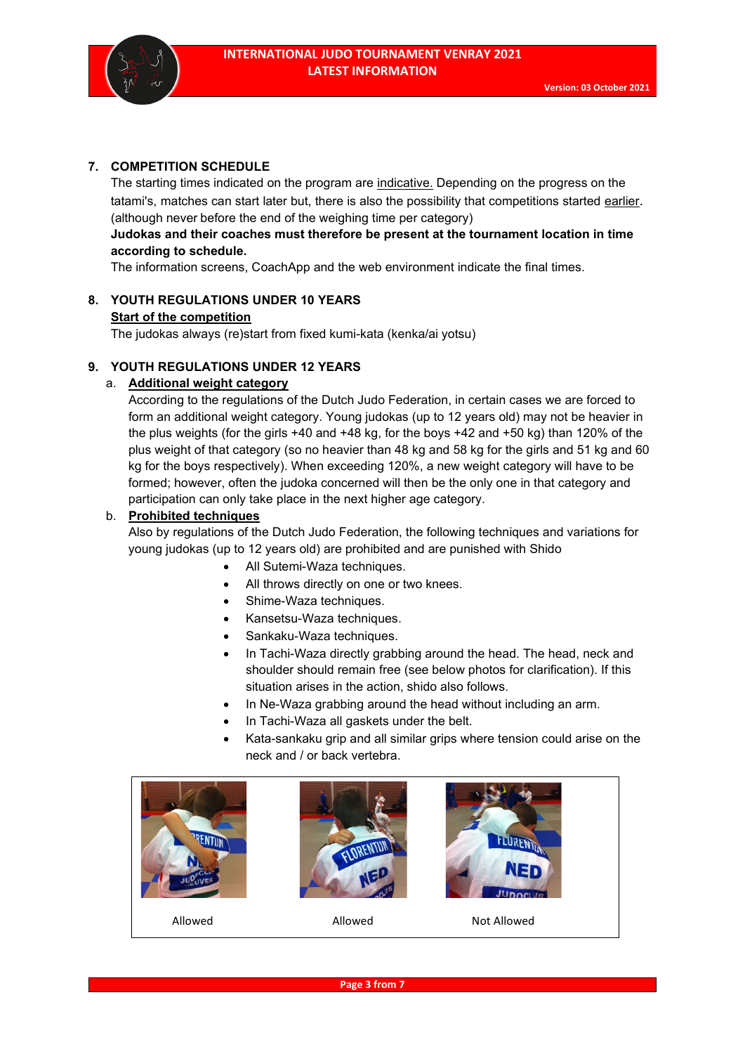## 7. COMPETITION SCHEDULE

The starting times indicated on the program are indicative. Depending on the progress on the tatami's, matches can start later but, there is also the possibility that competitions started earlier. (although never before the end of the weighing time per category)

**Judokas and their coaches must therefore be present at the tournament location in time according to schedule.**

The information screens, CoachApp and the web environment indicate the final times.

## 8. YOUTH REGULATIONS UNDER 10 YEARS

**Start of the competition**

The judokas always (re)start from fixed kumi-kata (kenka/ai yotsu)

## 9. YOUTH REGULATIONS UNDER 12 YEARS

a. **Additional weight category**

According to the regulations of the Dutch Judo Federation, in certain cases we are forced to form an additional weight category. Young judokas (up to 12 years old) may not be heavier in the plus weights (for the girls +40 and +48 kg, for the boys +42 and +50 kg) than 120% of the plus weight of that category (so no heavier than 48 kg and 58 kg for the girls and 51 kg and 60 kg for the boys respectively). When exceeding 120%, a new weight category will have to be formed; however, often the judoka concerned will then be the only one in that category and participation can only take place in the next higher age category.

b. **Prohibited techniques**

Also by regulations of the Dutch Judo Federation, the following techniques and variations for young judokas (up to 12 years old) are prohibited and are punished with Shido

- All Sutemi-Waza techniques.
- All throws directly on one or two knees.
- Shime-Waza techniques.
- Kansetsu-Waza techniques.
- Sankaku-Waza techniques.
- In Tachi-Waza directly grabbing around the head. The head, neck and shoulder should remain free (see below photos for clarification). If this situation arises in the action, shido also follows.
- In Ne-Waza grabbing around the head without including an arm.
- In Tachi-Waza all gaskets under the belt.
- Kata-sankaku grip and all similar grips where tension could arise on the neck and / or back vertebra.

| Allowed | Allowed | Not Allowed |
|---|---|---|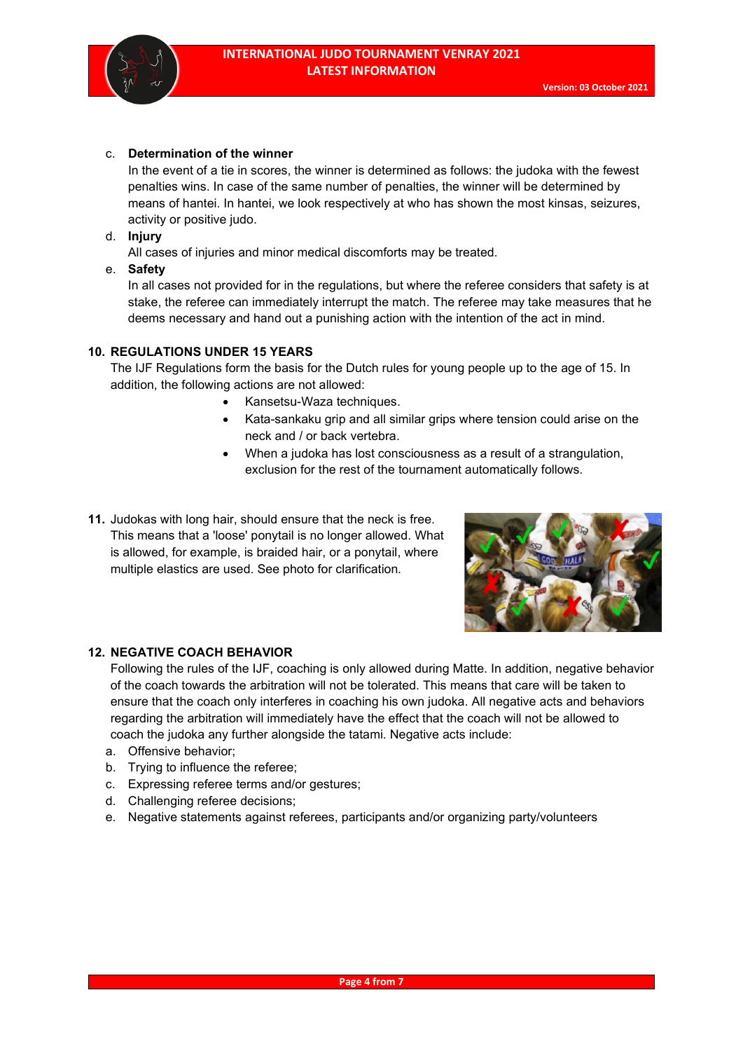c. **Determination of the winner**
   In the event of a tie in scores, the winner is determined as follows: the judoka with the fewest penalties wins. In case of the same number of penalties, the winner will be determined by means of hantei. In hantei, we look respectively at who has shown the most kinsas, seizures, activity or positive judo.

d. **Injury**
   All cases of injuries and minor medical discomforts may be treated.

e. **Safety**
   In all cases not provided for in the regulations, but where the referee considers that safety is at stake, the referee can immediately interrupt the match. The referee may take measures that he deems necessary and hand out a punishing action with the intention of the act in mind.

## 10. REGULATIONS UNDER 15 YEARS

The IJF Regulations form the basis for the Dutch rules for young people up to the age of 15. In addition, the following actions are not allowed:

- Kansetsu-Waza techniques.
- Kata-sankaku grip and all similar grips where tension could arise on the neck and / or back vertebra.
- When a judoka has lost consciousness as a result of a strangulation, exclusion for the rest of the tournament automatically follows.

**11.** Judokas with long hair, should ensure that the neck is free. This means that a 'loose' ponytail is no longer allowed. What is allowed, for example, is braided hair, or a ponytail, where multiple elastics are used. See photo for clarification.

## 12. NEGATIVE COACH BEHAVIOR

Following the rules of the IJF, coaching is only allowed during Matte. In addition, negative behavior of the coach towards the arbitration will not be tolerated. This means that care will be taken to ensure that the coach only interferes in coaching his own judoka. All negative acts and behaviors regarding the arbitration will immediately have the effect that the coach will not be allowed to coach the judoka any further alongside the tatami. Negative acts include:

a. Offensive behavior;
b. Trying to influence the referee;
c. Expressing referee terms and/or gestures;
d. Challenging referee decisions;
e. Negative statements against referees, participants and/or organizing party/volunteers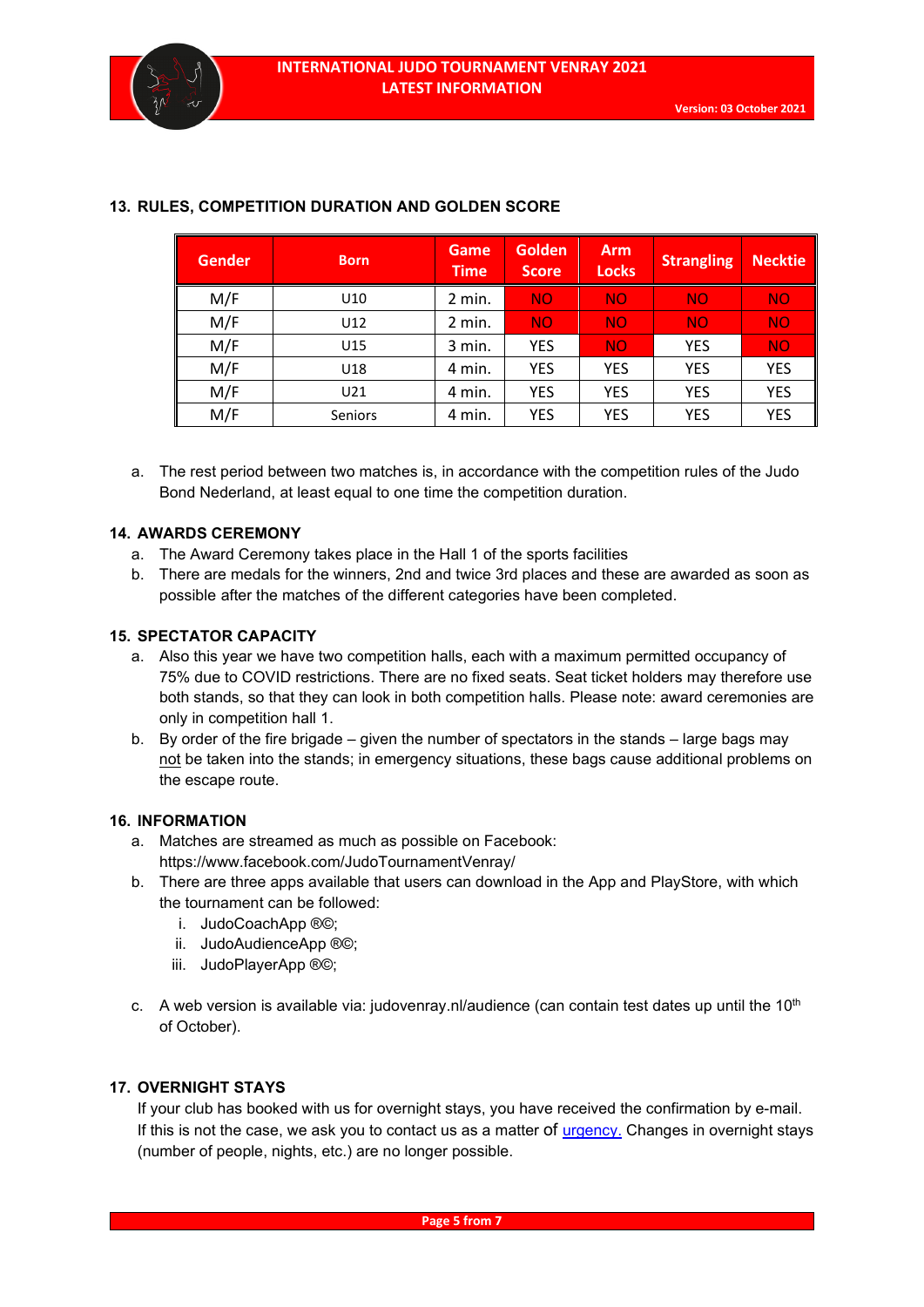## 13. RULES, COMPETITION DURATION AND GOLDEN SCORE

| Gender | Born | Game Time | Golden Score | Arm Locks | Strangling | Necktie |
|---|---|---|---|---|---|---|
| M/F | U10 | 2 min. | NO | NO | NO | NO |
| M/F | U12 | 2 min. | NO | NO | NO | NO |
| M/F | U15 | 3 min. | YES | NO | YES | NO |
| M/F | U18 | 4 min. | YES | YES | YES | YES |
| M/F | U21 | 4 min. | YES | YES | YES | YES |
| M/F | Seniors | 4 min. | YES | YES | YES | YES |

a. The rest period between two matches is, in accordance with the competition rules of the Judo Bond Nederland, at least equal to one time the competition duration.

## 14. AWARDS CEREMONY

a. The Award Ceremony takes place in the Hall 1 of the sports facilities
b. There are medals for the winners, 2nd and twice 3rd places and these are awarded as soon as possible after the matches of the different categories have been completed.

## 15. SPECTATOR CAPACITY

a. Also this year we have two competition halls, each with a maximum permitted occupancy of 75% due to COVID restrictions. There are no fixed seats. Seat ticket holders may therefore use both stands, so that they can look in both competition halls. Please note: award ceremonies are only in competition hall 1.
b. By order of the fire brigade – given the number of spectators in the stands – large bags may not be taken into the stands; in emergency situations, these bags cause additional problems on the escape route.

## 16. INFORMATION

a. Matches are streamed as much as possible on Facebook: https://www.facebook.com/JudoTournamentVenray/
b. There are three apps available that users can download in the App and PlayStore, with which the tournament can be followed:
   i. JudoCoachApp ®©;
   ii. JudoAudienceApp ®©;
   iii. JudoPlayerApp ®©;

c. A web version is available via: judovenray.nl/audience (can contain test dates up until the 10th of October).

## 17. OVERNIGHT STAYS

If your club has booked with us for overnight stays, you have received the confirmation by e-mail. If this is not the case, we ask you to contact us as a matter of urgency. Changes in overnight stays (number of people, nights, etc.) are no longer possible.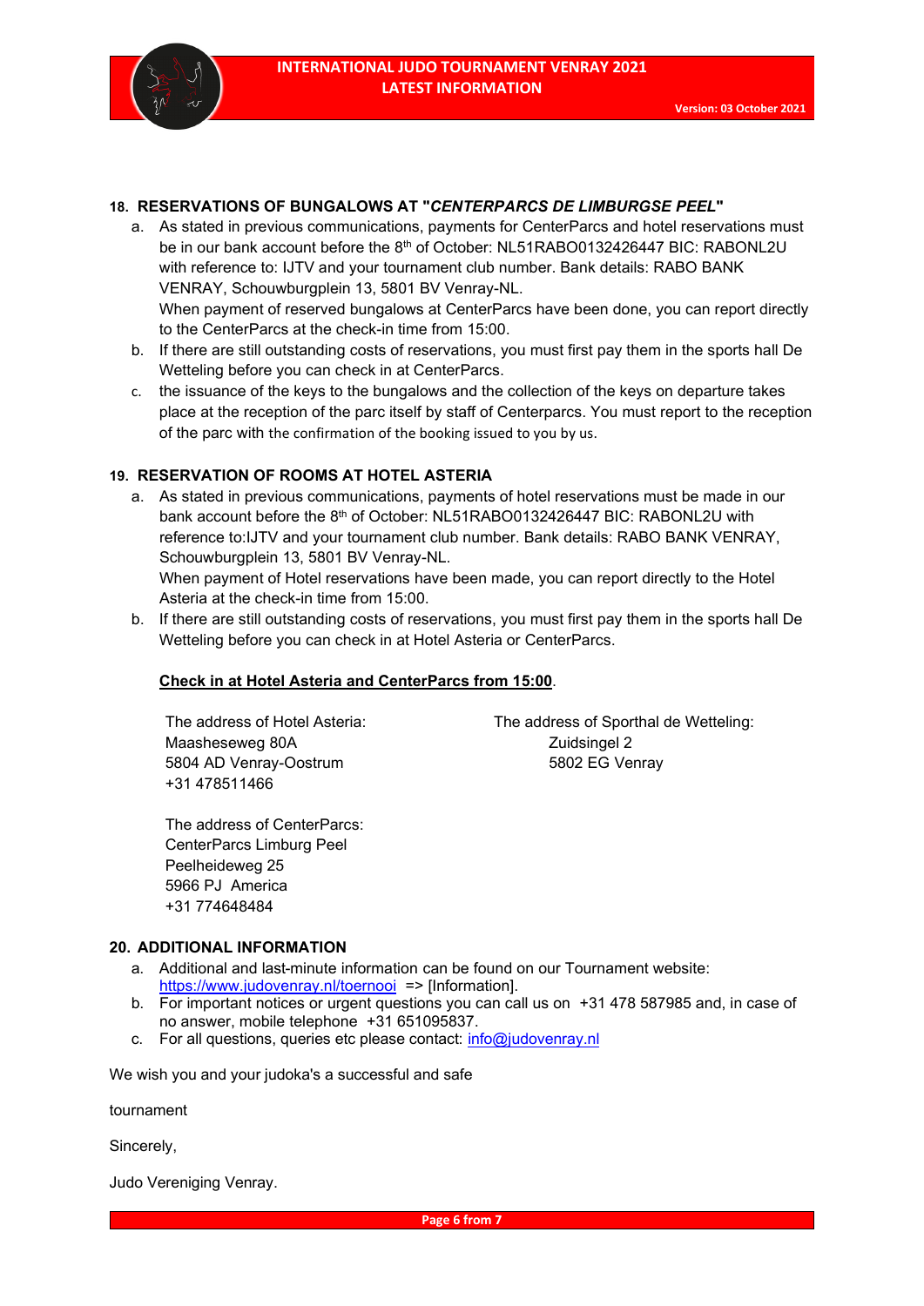## 18. RESERVATIONS OF BUNGALOWS AT "*CENTERPARCS DE LIMBURGSE PEEL*"

a. As stated in previous communications, payments for CenterParcs and hotel reservations must be in our bank account before the 8th of October: NL51RABO0132426447 BIC: RABONL2U with reference to: IJTV and your tournament club number. Bank details: RABO BANK VENRAY, Schouwburgplein 13, 5801 BV Venray-NL.
When payment of reserved bungalows at CenterParcs have been done, you can report directly to the CenterParcs at the check-in time from 15:00.

b. If there are still outstanding costs of reservations, you must first pay them in the sports hall De Wetteling before you can check in at CenterParcs.

c. the issuance of the keys to the bungalows and the collection of the keys on departure takes place at the reception of the parc itself by staff of Centerparcs. You must report to the reception of the parc with the confirmation of the booking issued to you by us.

## 19. RESERVATION OF ROOMS AT HOTEL ASTERIA

a. As stated in previous communications, payments of hotel reservations must be made in our bank account before the 8th of October: NL51RABO0132426447 BIC: RABONL2U with reference to:IJTV and your tournament club number. Bank details: RABO BANK VENRAY, Schouwburgplein 13, 5801 BV Venray-NL.
When payment of Hotel reservations have been made, you can report directly to the Hotel Asteria at the check-in time from 15:00.

b. If there are still outstanding costs of reservations, you must first pay them in the sports hall De Wetteling before you can check in at Hotel Asteria or CenterParcs.

**Check in at Hotel Asteria and CenterParcs from 15:00**.

The address of Hotel Asteria:
Maasheseweg 80A
5804 AD Venray-Oostrum
+31 478511466

The address of Sporthal de Wetteling:
Zuidsingel 2
5802 EG Venray

The address of CenterParcs:
CenterParcs Limburg Peel
Peelheideweg 25
5966 PJ America
+31 774648484

## 20. ADDITIONAL INFORMATION

a. Additional and last-minute information can be found on our Tournament website: https://www.judovenray.nl/toernooi => [Information].

b. For important notices or urgent questions you can call us on +31 478 587985 and, in case of no answer, mobile telephone +31 651095837.

c. For all questions, queries etc please contact: info@judovenray.nl

We wish you and your judoka's a successful and safe

tournament

Sincerely,

Judo Vereniging Venray.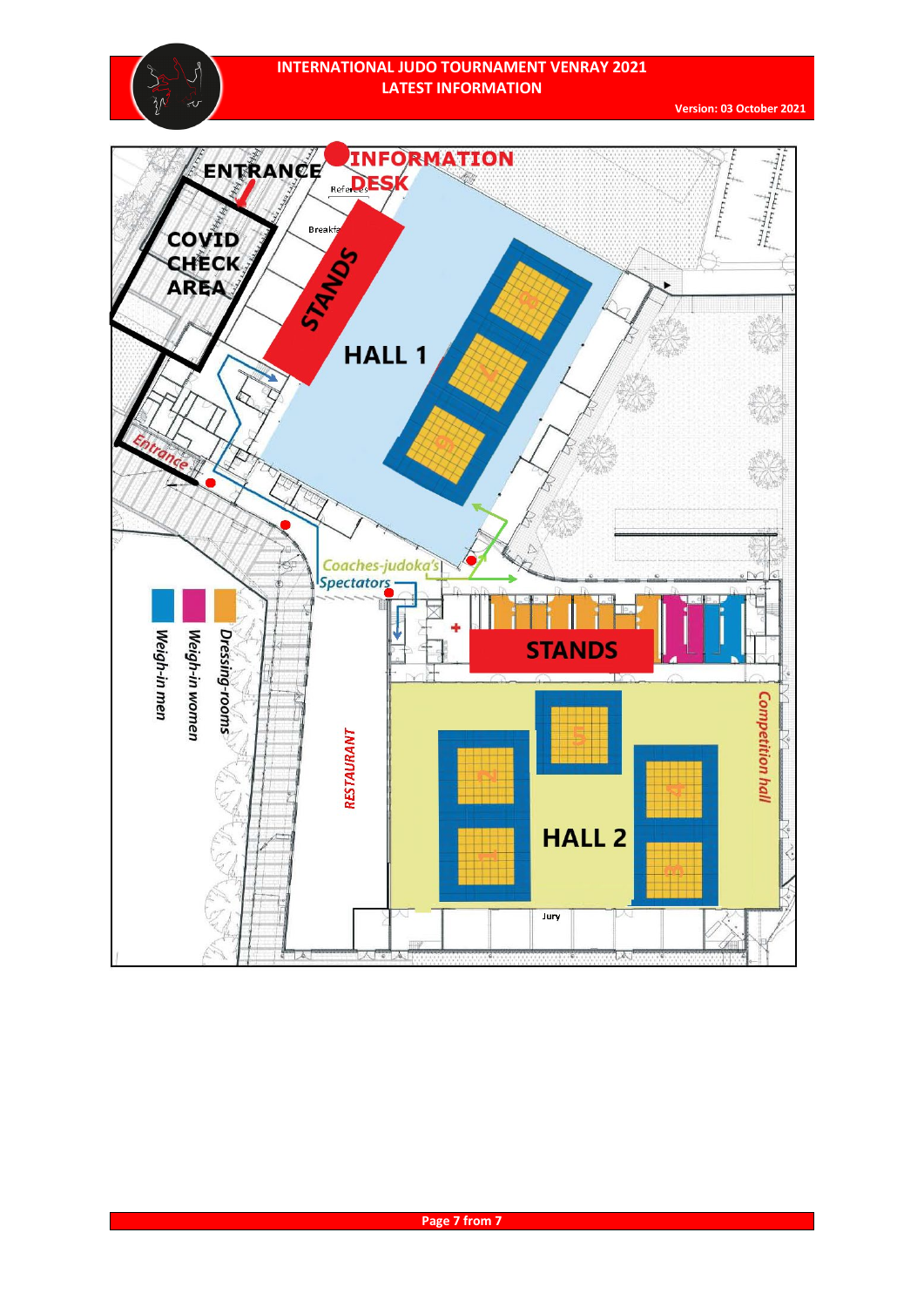ENTRANCE

INFORMATION DESK

Referees

Breakfast

COVID CHECK AREA

STANDS

HALL 1

8

7

6

Entrance

Coaches-judoka's

Spectators

Weigh-in men

Weigh-in women

Dressing-rooms

STANDS

RESTAURANT

5

2

1

4

3

HALL 2

Competition hall

Jury